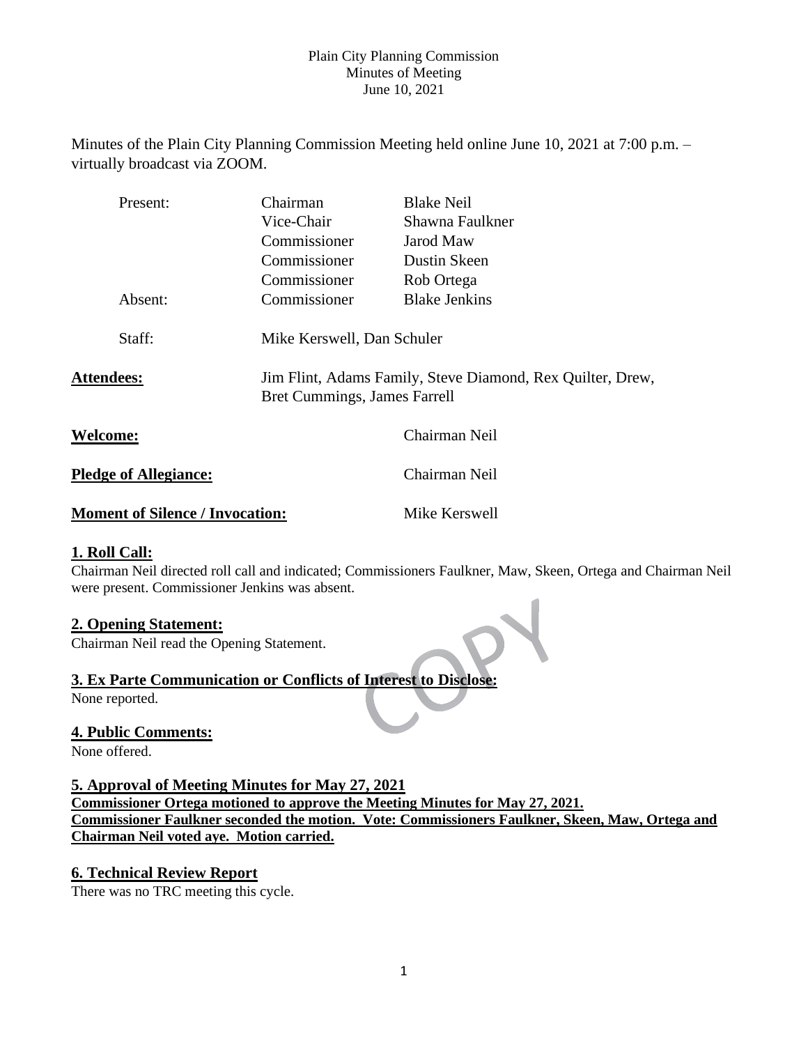Plain City Planning Commission
Minutes of Meeting
June 10, 2021

Minutes of the Plain City Planning Commission Meeting held online June 10, 2021 at 7:00 p.m. – virtually broadcast via ZOOM.

| | | |
|---|---|---|
| Present: | Chairman | Blake Neil |
| | Vice-Chair | Shawna Faulkner |
| | Commissioner | Jarod Maw |
| | Commissioner | Dustin Skeen |
| | Commissioner | Rob Ortega |
| Absent: | Commissioner | Blake Jenkins |
| Staff: | Mike Kerswell, Dan Schuler | |

**Attendees:** Jim Flint, Adams Family, Steve Diamond, Rex Quilter, Drew, Bret Cummings, James Farrell

**Welcome:** Chairman Neil

**Pledge of Allegiance:** Chairman Neil

**Moment of Silence / Invocation:** Mike Kerswell

## 1. Roll Call:

Chairman Neil directed roll call and indicated; Commissioners Faulkner, Maw, Skeen, Ortega and Chairman Neil were present. Commissioner Jenkins was absent.

## 2. Opening Statement:

Chairman Neil read the Opening Statement.

## 3. Ex Parte Communication or Conflicts of Interest to Disclose:

None reported.

## 4. Public Comments:

None offered.

## 5. Approval of Meeting Minutes for May 27, 2021

**Commissioner Ortega motioned to approve the Meeting Minutes for May 27, 2021. Commissioner Faulkner seconded the motion. Vote: Commissioners Faulkner, Skeen, Maw, Ortega and Chairman Neil voted aye. Motion carried.**

## 6. Technical Review Report

There was no TRC meeting this cycle.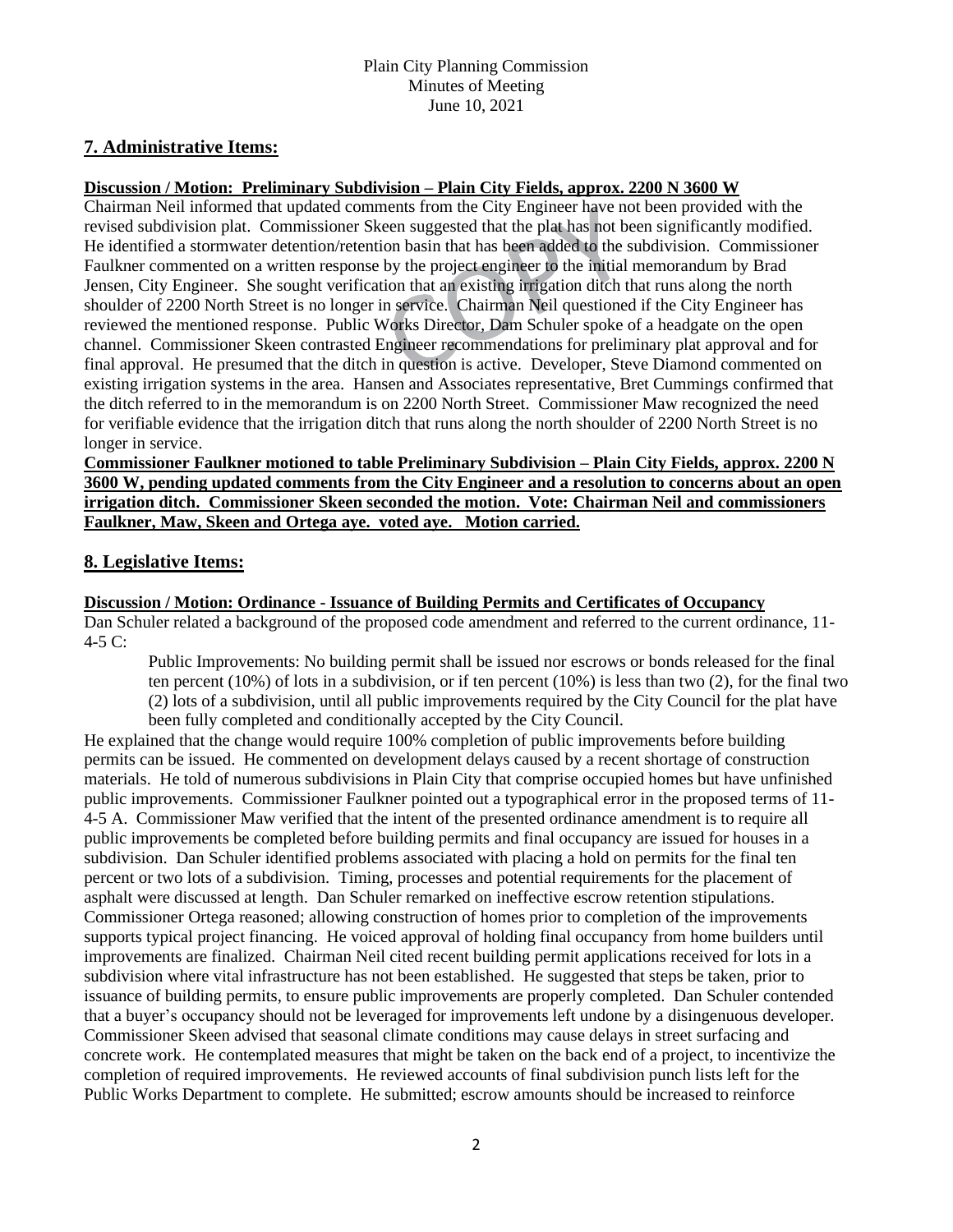## 7. Administrative Items:

**Discussion / Motion: Preliminary Subdivision – Plain City Fields, approx. 2200 N 3600 W**

Chairman Neil informed that updated comments from the City Engineer have not been provided with the revised subdivision plat. Commissioner Skeen suggested that the plat has not been significantly modified. He identified a stormwater detention/retention basin that has been added to the subdivision. Commissioner Faulkner commented on a written response by the project engineer to the initial memorandum by Brad Jensen, City Engineer. She sought verification that an existing irrigation ditch that runs along the north shoulder of 2200 North Street is no longer in service. Chairman Neil questioned if the City Engineer has reviewed the mentioned response. Public Works Director, Dam Schuler spoke of a headgate on the open channel. Commissioner Skeen contrasted Engineer recommendations for preliminary plat approval and for final approval. He presumed that the ditch in question is active. Developer, Steve Diamond commented on existing irrigation systems in the area. Hansen and Associates representative, Bret Cummings confirmed that the ditch referred to in the memorandum is on 2200 North Street. Commissioner Maw recognized the need for verifiable evidence that the irrigation ditch that runs along the north shoulder of 2200 North Street is no longer in service.

**Commissioner Faulkner motioned to table Preliminary Subdivision – Plain City Fields, approx. 2200 N 3600 W, pending updated comments from the City Engineer and a resolution to concerns about an open irrigation ditch. Commissioner Skeen seconded the motion. Vote: Chairman Neil and commissioners Faulkner, Maw, Skeen and Ortega aye. voted aye. Motion carried.**

## 8. Legislative Items:

**Discussion / Motion: Ordinance - Issuance of Building Permits and Certificates of Occupancy**

Dan Schuler related a background of the proposed code amendment and referred to the current ordinance, 11-4-5 C:

> Public Improvements: No building permit shall be issued nor escrows or bonds released for the final ten percent (10%) of lots in a subdivision, or if ten percent (10%) is less than two (2), for the final two (2) lots of a subdivision, until all public improvements required by the City Council for the plat have been fully completed and conditionally accepted by the City Council.

He explained that the change would require 100% completion of public improvements before building permits can be issued. He commented on development delays caused by a recent shortage of construction materials. He told of numerous subdivisions in Plain City that comprise occupied homes but have unfinished public improvements. Commissioner Faulkner pointed out a typographical error in the proposed terms of 11-4-5 A. Commissioner Maw verified that the intent of the presented ordinance amendment is to require all public improvements be completed before building permits and final occupancy are issued for houses in a subdivision. Dan Schuler identified problems associated with placing a hold on permits for the final ten percent or two lots of a subdivision. Timing, processes and potential requirements for the placement of asphalt were discussed at length. Dan Schuler remarked on ineffective escrow retention stipulations. Commissioner Ortega reasoned; allowing construction of homes prior to completion of the improvements supports typical project financing. He voiced approval of holding final occupancy from home builders until improvements are finalized. Chairman Neil cited recent building permit applications received for lots in a subdivision where vital infrastructure has not been established. He suggested that steps be taken, prior to issuance of building permits, to ensure public improvements are properly completed. Dan Schuler contended that a buyer's occupancy should not be leveraged for improvements left undone by a disingenuous developer. Commissioner Skeen advised that seasonal climate conditions may cause delays in street surfacing and concrete work. He contemplated measures that might be taken on the back end of a project, to incentivize the completion of required improvements. He reviewed accounts of final subdivision punch lists left for the Public Works Department to complete. He submitted; escrow amounts should be increased to reinforce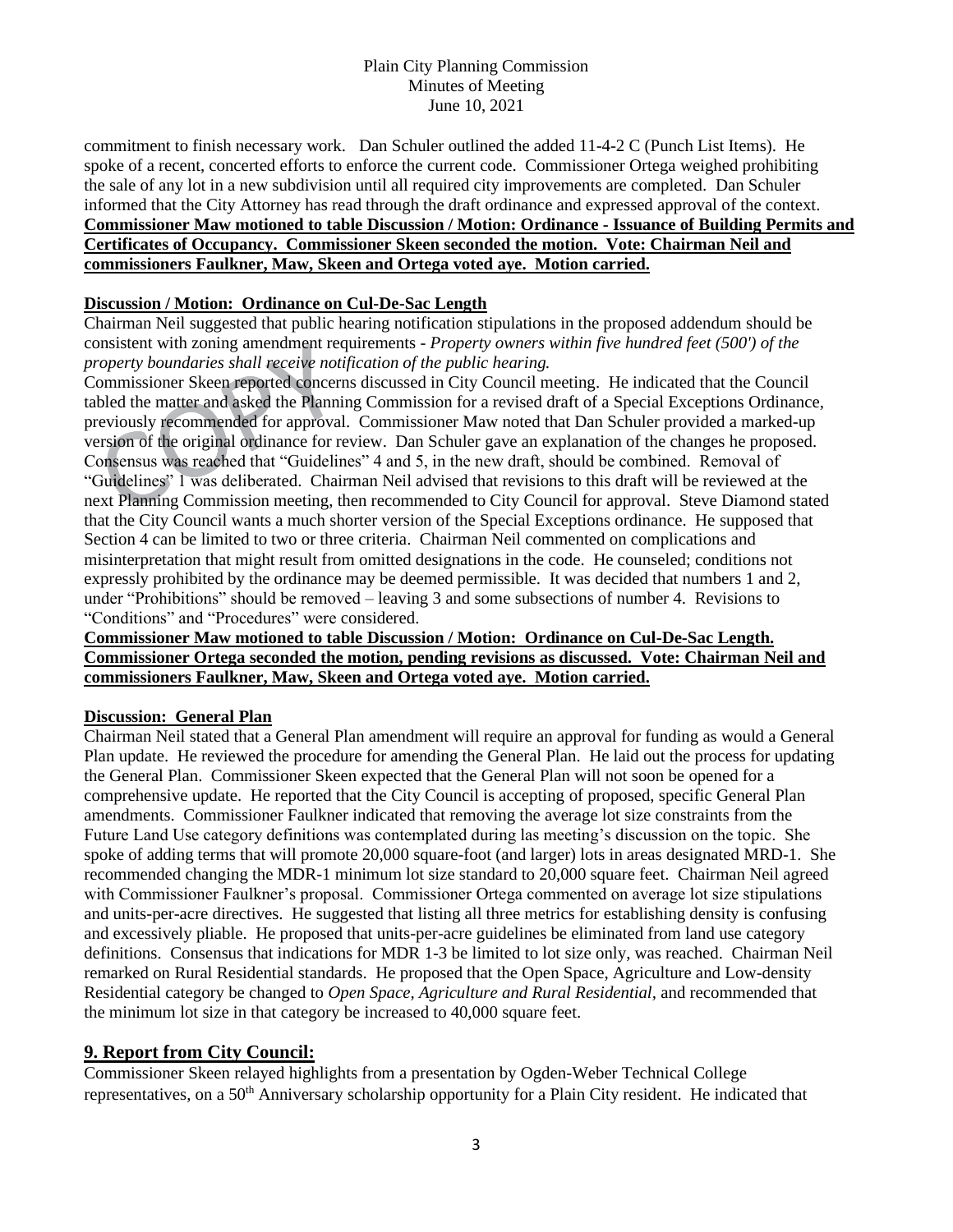commitment to finish necessary work. Dan Schuler outlined the added 11-4-2 C (Punch List Items). He spoke of a recent, concerted efforts to enforce the current code. Commissioner Ortega weighed prohibiting the sale of any lot in a new subdivision until all required city improvements are completed. Dan Schuler informed that the City Attorney has read through the draft ordinance and expressed approval of the context.
**Commissioner Maw motioned to table Discussion / Motion: Ordinance - Issuance of Building Permits and Certificates of Occupancy. Commissioner Skeen seconded the motion. Vote: Chairman Neil and commissioners Faulkner, Maw, Skeen and Ortega voted aye. Motion carried.**

**Discussion / Motion: Ordinance on Cul-De-Sac Length**

Chairman Neil suggested that public hearing notification stipulations in the proposed addendum should be consistent with zoning amendment requirements - *Property owners within five hundred feet (500') of the property boundaries shall receive notification of the public hearing.*
Commissioner Skeen reported concerns discussed in City Council meeting. He indicated that the Council tabled the matter and asked the Planning Commission for a revised draft of a Special Exceptions Ordinance, previously recommended for approval. Commissioner Maw noted that Dan Schuler provided a marked-up version of the original ordinance for review. Dan Schuler gave an explanation of the changes he proposed. Consensus was reached that "Guidelines" 4 and 5, in the new draft, should be combined. Removal of "Guidelines" 1 was deliberated. Chairman Neil advised that revisions to this draft will be reviewed at the next Planning Commission meeting, then recommended to City Council for approval. Steve Diamond stated that the City Council wants a much shorter version of the Special Exceptions ordinance. He supposed that Section 4 can be limited to two or three criteria. Chairman Neil commented on complications and misinterpretation that might result from omitted designations in the code. He counseled; conditions not expressly prohibited by the ordinance may be deemed permissible. It was decided that numbers 1 and 2, under "Prohibitions" should be removed – leaving 3 and some subsections of number 4. Revisions to "Conditions" and "Procedures" were considered.
**Commissioner Maw motioned to table Discussion / Motion: Ordinance on Cul-De-Sac Length. Commissioner Ortega seconded the motion, pending revisions as discussed. Vote: Chairman Neil and commissioners Faulkner, Maw, Skeen and Ortega voted aye. Motion carried.**

**Discussion: General Plan**

Chairman Neil stated that a General Plan amendment will require an approval for funding as would a General Plan update. He reviewed the procedure for amending the General Plan. He laid out the process for updating the General Plan. Commissioner Skeen expected that the General Plan will not soon be opened for a comprehensive update. He reported that the City Council is accepting of proposed, specific General Plan amendments. Commissioner Faulkner indicated that removing the average lot size constraints from the Future Land Use category definitions was contemplated during las meeting's discussion on the topic. She spoke of adding terms that will promote 20,000 square-foot (and larger) lots in areas designated MRD-1. She recommended changing the MDR-1 minimum lot size standard to 20,000 square feet. Chairman Neil agreed with Commissioner Faulkner's proposal. Commissioner Ortega commented on average lot size stipulations and units-per-acre directives. He suggested that listing all three metrics for establishing density is confusing and excessively pliable. He proposed that units-per-acre guidelines be eliminated from land use category definitions. Consensus that indications for MDR 1-3 be limited to lot size only, was reached. Chairman Neil remarked on Rural Residential standards. He proposed that the Open Space, Agriculture and Low-density Residential category be changed to *Open Space, Agriculture and Rural Residential*, and recommended that the minimum lot size in that category be increased to 40,000 square feet.

## 9. Report from City Council:

Commissioner Skeen relayed highlights from a presentation by Ogden-Weber Technical College representatives, on a 50th Anniversary scholarship opportunity for a Plain City resident. He indicated that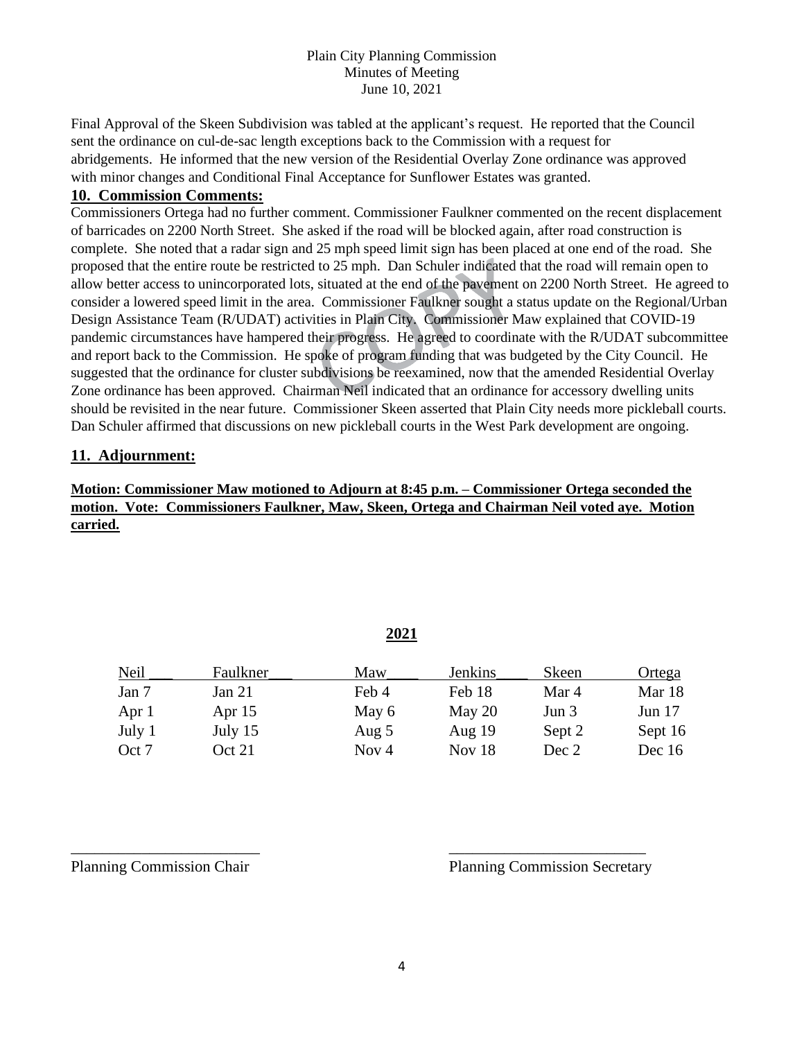Final Approval of the Skeen Subdivision was tabled at the applicant's request. He reported that the Council sent the ordinance on cul-de-sac length exceptions back to the Commission with a request for abridgements. He informed that the new version of the Residential Overlay Zone ordinance was approved with minor changes and Conditional Final Acceptance for Sunflower Estates was granted.

## 10. Commission Comments:

Commissioners Ortega had no further comment. Commissioner Faulkner commented on the recent displacement of barricades on 2200 North Street. She asked if the road will be blocked again, after road construction is complete. She noted that a radar sign and 25 mph speed limit sign has been placed at one end of the road. She proposed that the entire route be restricted to 25 mph. Dan Schuler indicated that the road will remain open to allow better access to unincorporated lots, situated at the end of the pavement on 2200 North Street. He agreed to consider a lowered speed limit in the area. Commissioner Faulkner sought a status update on the Regional/Urban Design Assistance Team (R/UDAT) activities in Plain City. Commissioner Maw explained that COVID-19 pandemic circumstances have hampered their progress. He agreed to coordinate with the R/UDAT subcommittee and report back to the Commission. He spoke of program funding that was budgeted by the City Council. He suggested that the ordinance for cluster subdivisions be reexamined, now that the amended Residential Overlay Zone ordinance has been approved. Chairman Neil indicated that an ordinance for accessory dwelling units should be revisited in the near future. Commissioner Skeen asserted that Plain City needs more pickleball courts. Dan Schuler affirmed that discussions on new pickleball courts in the West Park development are ongoing.

## 11. Adjournment:

**Motion: Commissioner Maw motioned to Adjourn at 8:45 p.m. – Commissioner Ortega seconded the motion. Vote: Commissioners Faulkner, Maw, Skeen, Ortega and Chairman Neil voted aye. Motion carried.**

**2021**

| Neil ___ | Faulkner___ | Maw____ | Jenkins____ | Skeen | Ortega |
|---|---|---|---|---|---|
| Jan 7 | Jan 21 | Feb 4 | Feb 18 | Mar 4 | Mar 18 |
| Apr 1 | Apr 15 | May 6 | May 20 | Jun 3 | Jun 17 |
| July 1 | July 15 | Aug 5 | Aug 19 | Sept 2 | Sept 16 |
| Oct 7 | Oct 21 | Nov 4 | Nov 18 | Dec 2 | Dec 16 |

________________________ ________________________

Planning Commission Chair Planning Commission Secretary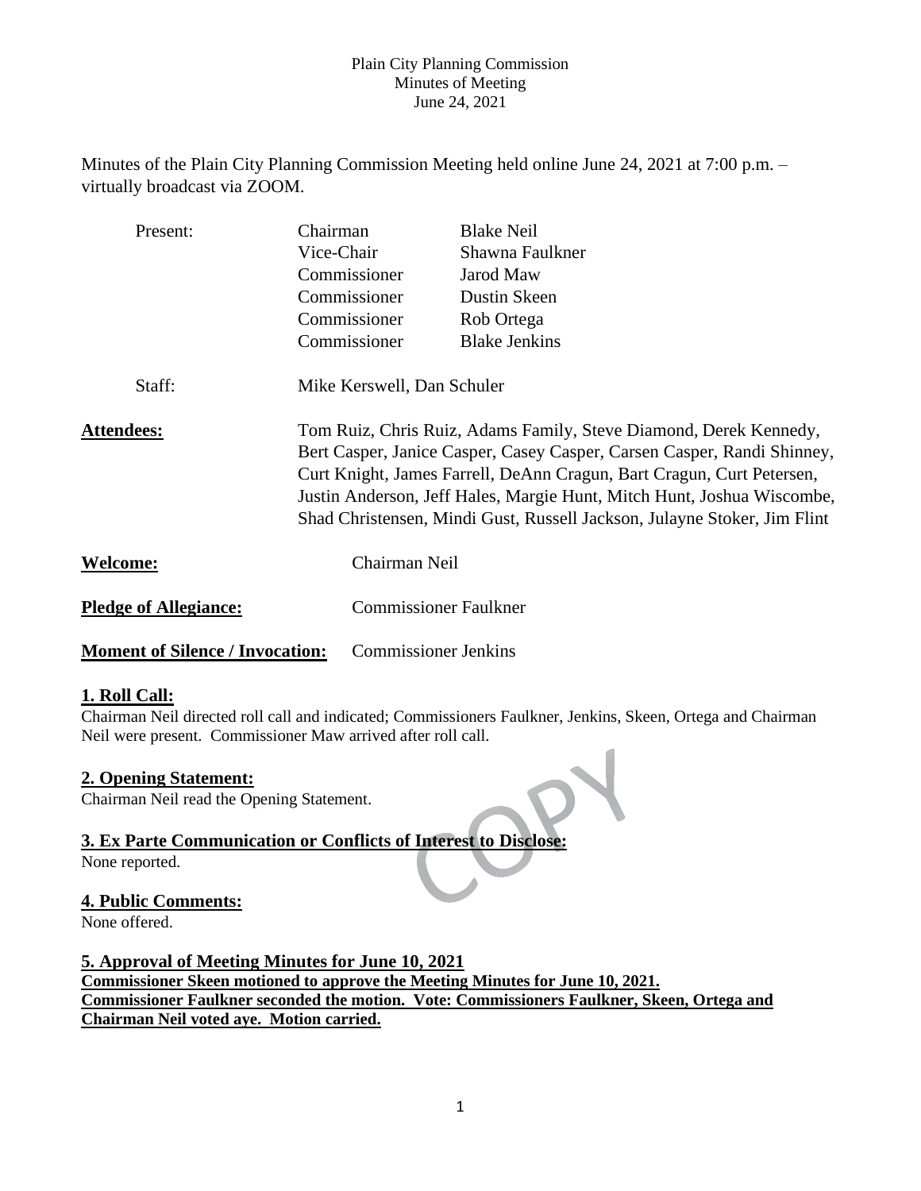Plain City Planning Commission
Minutes of Meeting
June 24, 2021

Minutes of the Plain City Planning Commission Meeting held online June 24, 2021 at 7:00 p.m. – virtually broadcast via ZOOM.

| | | |
|---|---|---|
| Present: | Chairman | Blake Neil |
| | Vice-Chair | Shawna Faulkner |
| | Commissioner | Jarod Maw |
| | Commissioner | Dustin Skeen |
| | Commissioner | Rob Ortega |
| | Commissioner | Blake Jenkins |
| Staff: | Mike Kerswell, Dan Schuler | |

**Attendees:** Tom Ruiz, Chris Ruiz, Adams Family, Steve Diamond, Derek Kennedy, Bert Casper, Janice Casper, Casey Casper, Carsen Casper, Randi Shinney, Curt Knight, James Farrell, DeAnn Cragun, Bart Cragun, Curt Petersen, Justin Anderson, Jeff Hales, Margie Hunt, Mitch Hunt, Joshua Wiscombe, Shad Christensen, Mindi Gust, Russell Jackson, Julayne Stoker, Jim Flint

**Welcome:** Chairman Neil

**Pledge of Allegiance:** Commissioner Faulkner

**Moment of Silence / Invocation:** Commissioner Jenkins

## 1. Roll Call:

Chairman Neil directed roll call and indicated; Commissioners Faulkner, Jenkins, Skeen, Ortega and Chairman Neil were present. Commissioner Maw arrived after roll call.

## 2. Opening Statement:

Chairman Neil read the Opening Statement.

## 3. Ex Parte Communication or Conflicts of Interest to Disclose:

None reported.

## 4. Public Comments:

None offered.

## 5. Approval of Meeting Minutes for June 10, 2021

**Commissioner Skeen motioned to approve the Meeting Minutes for June 10, 2021. Commissioner Faulkner seconded the motion. Vote: Commissioners Faulkner, Skeen, Ortega and Chairman Neil voted aye. Motion carried.**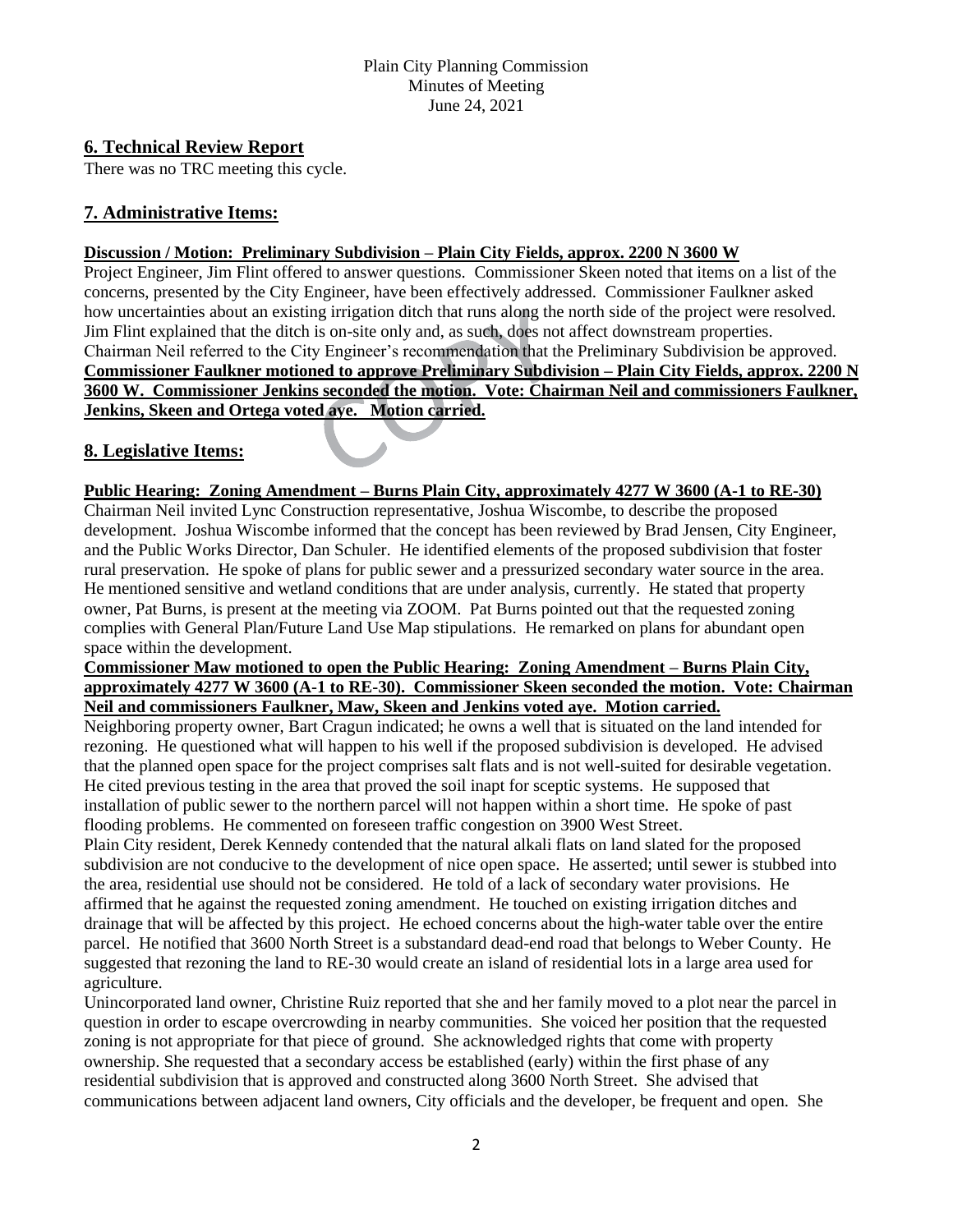## 6. Technical Review Report

There was no TRC meeting this cycle.

## 7. Administrative Items:

**Discussion / Motion: Preliminary Subdivision – Plain City Fields, approx. 2200 N 3600 W**

Project Engineer, Jim Flint offered to answer questions. Commissioner Skeen noted that items on a list of the concerns, presented by the City Engineer, have been effectively addressed. Commissioner Faulkner asked how uncertainties about an existing irrigation ditch that runs along the north side of the project were resolved. Jim Flint explained that the ditch is on-site only and, as such, does not affect downstream properties. Chairman Neil referred to the City Engineer's recommendation that the Preliminary Subdivision be approved. **Commissioner Faulkner motioned to approve Preliminary Subdivision – Plain City Fields, approx. 2200 N 3600 W. Commissioner Jenkins seconded the motion. Vote: Chairman Neil and commissioners Faulkner, Jenkins, Skeen and Ortega voted aye. Motion carried.**

## 8. Legislative Items:

**Public Hearing: Zoning Amendment – Burns Plain City, approximately 4277 W 3600 (A-1 to RE-30)**

Chairman Neil invited Lync Construction representative, Joshua Wiscombe, to describe the proposed development. Joshua Wiscombe informed that the concept has been reviewed by Brad Jensen, City Engineer, and the Public Works Director, Dan Schuler. He identified elements of the proposed subdivision that foster rural preservation. He spoke of plans for public sewer and a pressurized secondary water source in the area. He mentioned sensitive and wetland conditions that are under analysis, currently. He stated that property owner, Pat Burns, is present at the meeting via ZOOM. Pat Burns pointed out that the requested zoning complies with General Plan/Future Land Use Map stipulations. He remarked on plans for abundant open space within the development.

**Commissioner Maw motioned to open the Public Hearing: Zoning Amendment – Burns Plain City, approximately 4277 W 3600 (A-1 to RE-30). Commissioner Skeen seconded the motion. Vote: Chairman Neil and commissioners Faulkner, Maw, Skeen and Jenkins voted aye. Motion carried.**

Neighboring property owner, Bart Cragun indicated; he owns a well that is situated on the land intended for rezoning. He questioned what will happen to his well if the proposed subdivision is developed. He advised that the planned open space for the project comprises salt flats and is not well-suited for desirable vegetation. He cited previous testing in the area that proved the soil inapt for sceptic systems. He supposed that installation of public sewer to the northern parcel will not happen within a short time. He spoke of past flooding problems. He commented on foreseen traffic congestion on 3900 West Street.

Plain City resident, Derek Kennedy contended that the natural alkali flats on land slated for the proposed subdivision are not conducive to the development of nice open space. He asserted; until sewer is stubbed into the area, residential use should not be considered. He told of a lack of secondary water provisions. He affirmed that he against the requested zoning amendment. He touched on existing irrigation ditches and drainage that will be affected by this project. He echoed concerns about the high-water table over the entire parcel. He notified that 3600 North Street is a substandard dead-end road that belongs to Weber County. He suggested that rezoning the land to RE-30 would create an island of residential lots in a large area used for agriculture.

Unincorporated land owner, Christine Ruiz reported that she and her family moved to a plot near the parcel in question in order to escape overcrowding in nearby communities. She voiced her position that the requested zoning is not appropriate for that piece of ground. She acknowledged rights that come with property ownership. She requested that a secondary access be established (early) within the first phase of any residential subdivision that is approved and constructed along 3600 North Street. She advised that communications between adjacent land owners, City officials and the developer, be frequent and open. She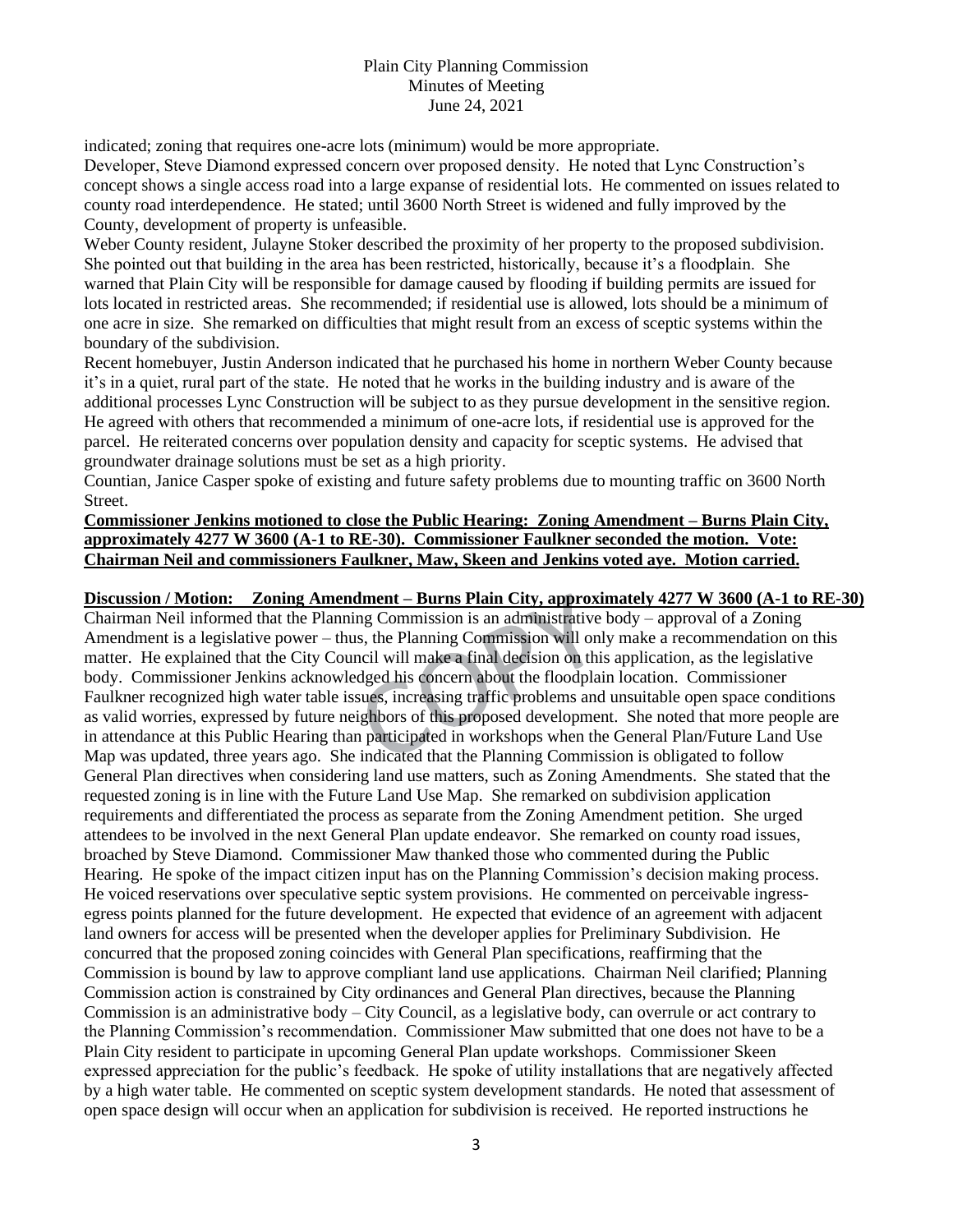indicated; zoning that requires one-acre lots (minimum) would be more appropriate.

Developer, Steve Diamond expressed concern over proposed density. He noted that Lync Construction's concept shows a single access road into a large expanse of residential lots. He commented on issues related to county road interdependence. He stated; until 3600 North Street is widened and fully improved by the County, development of property is unfeasible.

Weber County resident, Julayne Stoker described the proximity of her property to the proposed subdivision. She pointed out that building in the area has been restricted, historically, because it's a floodplain. She warned that Plain City will be responsible for damage caused by flooding if building permits are issued for lots located in restricted areas. She recommended; if residential use is allowed, lots should be a minimum of one acre in size. She remarked on difficulties that might result from an excess of sceptic systems within the boundary of the subdivision.

Recent homebuyer, Justin Anderson indicated that he purchased his home in northern Weber County because it's in a quiet, rural part of the state. He noted that he works in the building industry and is aware of the additional processes Lync Construction will be subject to as they pursue development in the sensitive region. He agreed with others that recommended a minimum of one-acre lots, if residential use is approved for the parcel. He reiterated concerns over population density and capacity for sceptic systems. He advised that groundwater drainage solutions must be set as a high priority.

Countian, Janice Casper spoke of existing and future safety problems due to mounting traffic on 3600 North Street.

**Commissioner Jenkins motioned to close the Public Hearing: Zoning Amendment – Burns Plain City, approximately 4277 W 3600 (A-1 to RE-30). Commissioner Faulkner seconded the motion. Vote: Chairman Neil and commissioners Faulkner, Maw, Skeen and Jenkins voted aye. Motion carried.**

**Discussion / Motion: Zoning Amendment – Burns Plain City, approximately 4277 W 3600 (A-1 to RE-30)**

Chairman Neil informed that the Planning Commission is an administrative body – approval of a Zoning Amendment is a legislative power – thus, the Planning Commission will only make a recommendation on this matter. He explained that the City Council will make a final decision on this application, as the legislative body. Commissioner Jenkins acknowledged his concern about the floodplain location. Commissioner Faulkner recognized high water table issues, increasing traffic problems and unsuitable open space conditions as valid worries, expressed by future neighbors of this proposed development. She noted that more people are in attendance at this Public Hearing than participated in workshops when the General Plan/Future Land Use Map was updated, three years ago. She indicated that the Planning Commission is obligated to follow General Plan directives when considering land use matters, such as Zoning Amendments. She stated that the requested zoning is in line with the Future Land Use Map. She remarked on subdivision application requirements and differentiated the process as separate from the Zoning Amendment petition. She urged attendees to be involved in the next General Plan update endeavor. She remarked on county road issues, broached by Steve Diamond. Commissioner Maw thanked those who commented during the Public Hearing. He spoke of the impact citizen input has on the Planning Commission's decision making process. He voiced reservations over speculative septic system provisions. He commented on perceivable ingress-egress points planned for the future development. He expected that evidence of an agreement with adjacent land owners for access will be presented when the developer applies for Preliminary Subdivision. He concurred that the proposed zoning coincides with General Plan specifications, reaffirming that the Commission is bound by law to approve compliant land use applications. Chairman Neil clarified; Planning Commission action is constrained by City ordinances and General Plan directives, because the Planning Commission is an administrative body – City Council, as a legislative body, can overrule or act contrary to the Planning Commission's recommendation. Commissioner Maw submitted that one does not have to be a Plain City resident to participate in upcoming General Plan update workshops. Commissioner Skeen expressed appreciation for the public's feedback. He spoke of utility installations that are negatively affected by a high water table. He commented on sceptic system development standards. He noted that assessment of open space design will occur when an application for subdivision is received. He reported instructions he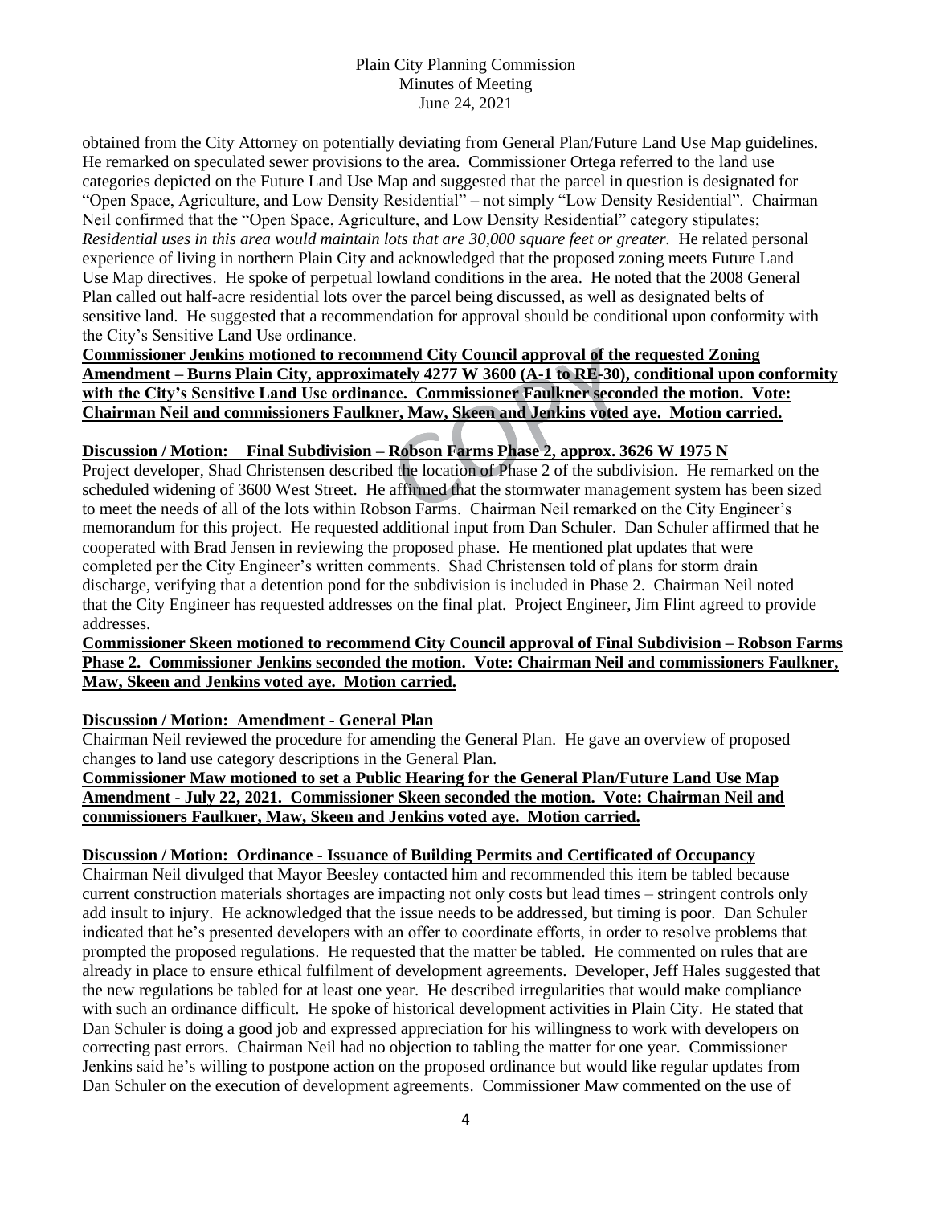obtained from the City Attorney on potentially deviating from General Plan/Future Land Use Map guidelines. He remarked on speculated sewer provisions to the area. Commissioner Ortega referred to the land use categories depicted on the Future Land Use Map and suggested that the parcel in question is designated for "Open Space, Agriculture, and Low Density Residential" – not simply "Low Density Residential". Chairman Neil confirmed that the "Open Space, Agriculture, and Low Density Residential" category stipulates; *Residential uses in this area would maintain lots that are 30,000 square feet or greater.* He related personal experience of living in northern Plain City and acknowledged that the proposed zoning meets Future Land Use Map directives. He spoke of perpetual lowland conditions in the area. He noted that the 2008 General Plan called out half-acre residential lots over the parcel being discussed, as well as designated belts of sensitive land. He suggested that a recommendation for approval should be conditional upon conformity with the City's Sensitive Land Use ordinance.

**Commissioner Jenkins motioned to recommend City Council approval of the requested Zoning Amendment – Burns Plain City, approximately 4277 W 3600 (A-1 to RE-30), conditional upon conformity with the City's Sensitive Land Use ordinance. Commissioner Faulkner seconded the motion. Vote: Chairman Neil and commissioners Faulkner, Maw, Skeen and Jenkins voted aye. Motion carried.**

**Discussion / Motion: Final Subdivision – Robson Farms Phase 2, approx. 3626 W 1975 N**

Project developer, Shad Christensen described the location of Phase 2 of the subdivision. He remarked on the scheduled widening of 3600 West Street. He affirmed that the stormwater management system has been sized to meet the needs of all of the lots within Robson Farms. Chairman Neil remarked on the City Engineer's memorandum for this project. He requested additional input from Dan Schuler. Dan Schuler affirmed that he cooperated with Brad Jensen in reviewing the proposed phase. He mentioned plat updates that were completed per the City Engineer's written comments. Shad Christensen told of plans for storm drain discharge, verifying that a detention pond for the subdivision is included in Phase 2. Chairman Neil noted that the City Engineer has requested addresses on the final plat. Project Engineer, Jim Flint agreed to provide addresses.

**Commissioner Skeen motioned to recommend City Council approval of Final Subdivision – Robson Farms Phase 2. Commissioner Jenkins seconded the motion. Vote: Chairman Neil and commissioners Faulkner, Maw, Skeen and Jenkins voted aye. Motion carried.**

**Discussion / Motion: Amendment - General Plan**

Chairman Neil reviewed the procedure for amending the General Plan. He gave an overview of proposed changes to land use category descriptions in the General Plan.

**Commissioner Maw motioned to set a Public Hearing for the General Plan/Future Land Use Map Amendment - July 22, 2021. Commissioner Skeen seconded the motion. Vote: Chairman Neil and commissioners Faulkner, Maw, Skeen and Jenkins voted aye. Motion carried.**

**Discussion / Motion: Ordinance - Issuance of Building Permits and Certificated of Occupancy**

Chairman Neil divulged that Mayor Beesley contacted him and recommended this item be tabled because current construction materials shortages are impacting not only costs but lead times – stringent controls only add insult to injury. He acknowledged that the issue needs to be addressed, but timing is poor. Dan Schuler indicated that he's presented developers with an offer to coordinate efforts, in order to resolve problems that prompted the proposed regulations. He requested that the matter be tabled. He commented on rules that are already in place to ensure ethical fulfilment of development agreements. Developer, Jeff Hales suggested that the new regulations be tabled for at least one year. He described irregularities that would make compliance with such an ordinance difficult. He spoke of historical development activities in Plain City. He stated that Dan Schuler is doing a good job and expressed appreciation for his willingness to work with developers on correcting past errors. Chairman Neil had no objection to tabling the matter for one year. Commissioner Jenkins said he's willing to postpone action on the proposed ordinance but would like regular updates from Dan Schuler on the execution of development agreements. Commissioner Maw commented on the use of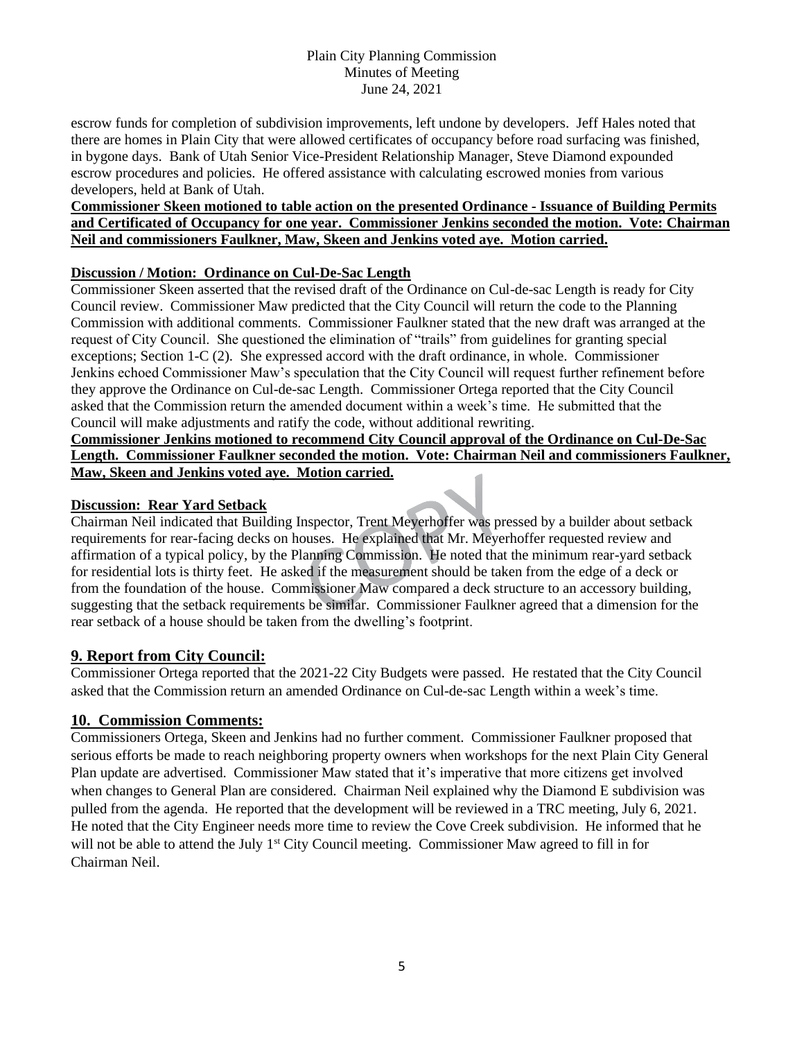escrow funds for completion of subdivision improvements, left undone by developers. Jeff Hales noted that there are homes in Plain City that were allowed certificates of occupancy before road surfacing was finished, in bygone days. Bank of Utah Senior Vice-President Relationship Manager, Steve Diamond expounded escrow procedures and policies. He offered assistance with calculating escrowed monies from various developers, held at Bank of Utah.

**Commissioner Skeen motioned to table action on the presented Ordinance - Issuance of Building Permits and Certificated of Occupancy for one year. Commissioner Jenkins seconded the motion. Vote: Chairman Neil and commissioners Faulkner, Maw, Skeen and Jenkins voted aye. Motion carried.**

**Discussion / Motion: Ordinance on Cul-De-Sac Length**

Commissioner Skeen asserted that the revised draft of the Ordinance on Cul-de-sac Length is ready for City Council review. Commissioner Maw predicted that the City Council will return the code to the Planning Commission with additional comments. Commissioner Faulkner stated that the new draft was arranged at the request of City Council. She questioned the elimination of "trails" from guidelines for granting special exceptions; Section 1-C (2). She expressed accord with the draft ordinance, in whole. Commissioner Jenkins echoed Commissioner Maw's speculation that the City Council will request further refinement before they approve the Ordinance on Cul-de-sac Length. Commissioner Ortega reported that the City Council asked that the Commission return the amended document within a week's time. He submitted that the Council will make adjustments and ratify the code, without additional rewriting.

**Commissioner Jenkins motioned to recommend City Council approval of the Ordinance on Cul-De-Sac Length. Commissioner Faulkner seconded the motion. Vote: Chairman Neil and commissioners Faulkner, Maw, Skeen and Jenkins voted aye. Motion carried.**

**Discussion: Rear Yard Setback**

Chairman Neil indicated that Building Inspector, Trent Meyerhoffer was pressed by a builder about setback requirements for rear-facing decks on houses. He explained that Mr. Meyerhoffer requested review and affirmation of a typical policy, by the Planning Commission. He noted that the minimum rear-yard setback for residential lots is thirty feet. He asked if the measurement should be taken from the edge of a deck or from the foundation of the house. Commissioner Maw compared a deck structure to an accessory building, suggesting that the setback requirements be similar. Commissioner Faulkner agreed that a dimension for the rear setback of a house should be taken from the dwelling's footprint.

## 9. Report from City Council:

Commissioner Ortega reported that the 2021-22 City Budgets were passed. He restated that the City Council asked that the Commission return an amended Ordinance on Cul-de-sac Length within a week's time.

## 10. Commission Comments:

Commissioners Ortega, Skeen and Jenkins had no further comment. Commissioner Faulkner proposed that serious efforts be made to reach neighboring property owners when workshops for the next Plain City General Plan update are advertised. Commissioner Maw stated that it's imperative that more citizens get involved when changes to General Plan are considered. Chairman Neil explained why the Diamond E subdivision was pulled from the agenda. He reported that the development will be reviewed in a TRC meeting, July 6, 2021. He noted that the City Engineer needs more time to review the Cove Creek subdivision. He informed that he will not be able to attend the July 1st City Council meeting. Commissioner Maw agreed to fill in for Chairman Neil.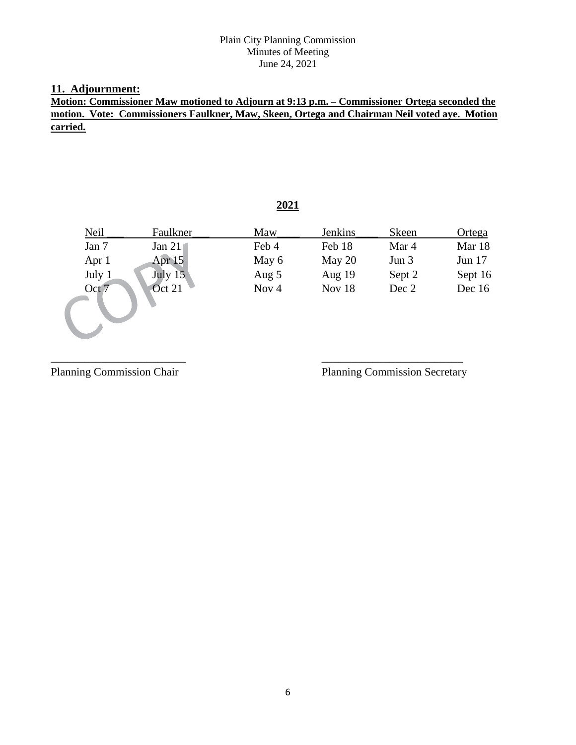## 11. Adjournment:

**Motion: Commissioner Maw motioned to Adjourn at 9:13 p.m. – Commissioner Ortega seconded the motion. Vote: Commissioners Faulkner, Maw, Skeen, Ortega and Chairman Neil voted aye. Motion carried.**

**2021**

| Neil ___ | Faulkner___ | Maw____ | Jenkins____ | Skeen | Ortega |
|---|---|---|---|---|---|
| Jan 7 | Jan 21 | Feb 4 | Feb 18 | Mar 4 | Mar 18 |
| Apr 1 | Apr 15 | May 6 | May 20 | Jun 3 | Jun 17 |
| July 1 | July 15 | Aug 5 | Aug 19 | Sept 2 | Sept 16 |
| Oct 7 | Oct 21 | Nov 4 | Nov 18 | Dec 2 | Dec 16 |

COPY

________________________ ________________________

Planning Commission Chair Planning Commission Secretary